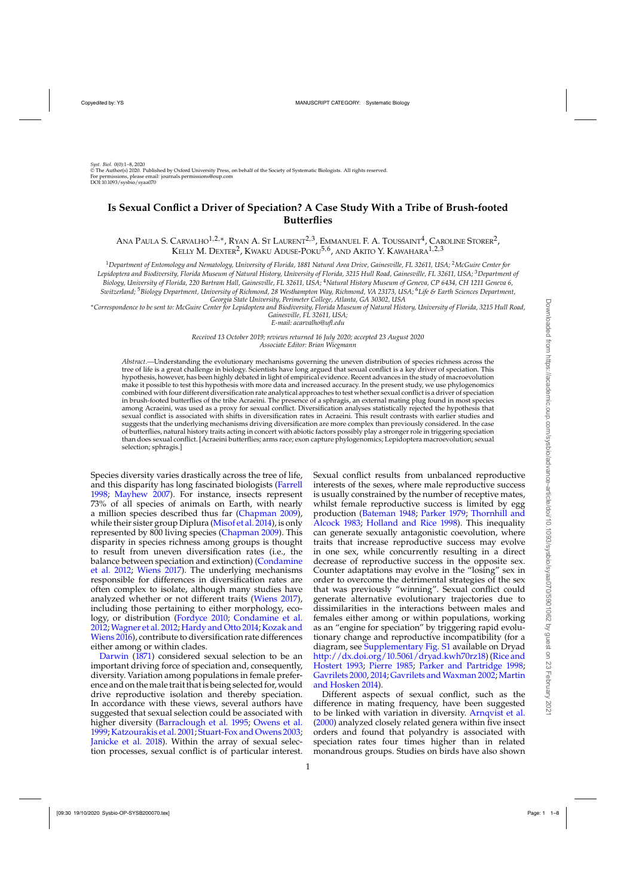Syst. Biol. 0(0):1–8, 2020
© The Author(s) 2020. Published by Oxford University Press, on behalf of the Society of Systematic Biologists. All rights reserved.
For permissions, please email: journals.permissions@oup.com
DOI:10.1093/sysbio/syaa070

# Is Sexual Conflict a Driver of Speciation? A Case Study With a Tribe of Brush-footed Butterflies

Ana Paula S. Carvalho[1,2,*], Ryan A. St Laurent[2,3], Emmanuel F. A. Toussaint[4], Caroline Storer[2], Kelly M. Dexter[2], Kwaku Aduse-Poku[5,6], and Akito Y. Kawahara[1,2,3]

[1]*Department of Entomology and Nematology, University of Florida, 1881 Natural Area Drive, Gainesville, FL 32611, USA;* [2]*McGuire Center for Lepidoptera and Biodiversity, Florida Museum of Natural History, University of Florida, 3215 Hull Road, Gainesville, FL 32611, USA;* [3]*Department of Biology, University of Florida, 220 Bartram Hall, Gainesville, FL 32611, USA;* [4]*Natural History Museum of Geneva, CP 6434, CH 1211 Geneva 6, Switzerland;* [5]*Biology Department, University of Richmond, 28 Westhampton Way, Richmond, VA 23173, USA;* [6]*Life & Earth Sciences Department, Georgia State University, Perimeter College, Atlanta, GA 30302, USA*

*Correspondence to be sent to: McGuire Center for Lepidoptera and Biodiversity, Florida Museum of Natural History, University of Florida, 3215 Hull Road, Gainesville, FL 32611, USA;
E-mail: acarvalho@ufl.edu

*Received 13 October 2019; reviews returned 16 July 2020; accepted 23 August 2020*
*Associate Editor: Brian Wiegmann*

*Abstract*.—Understanding the evolutionary mechanisms governing the uneven distribution of species richness across the tree of life is a great challenge in biology. Scientists have long argued that sexual conflict is a key driver of speciation. This hypothesis, however, has been highly debated in light of empirical evidence. Recent advances in the study of macroevolution make it possible to test this hypothesis with more data and increased accuracy. In the present study, we use phylogenomics combined with four different diversification rate analytical approaches to test whether sexual conflict is a driver of speciation in brush-footed butterflies of the tribe Acraeini. The presence of a sphragis, an external mating plug found in most species among Acraeini, was used as a proxy for sexual conflict. Diversification analyses statistically rejected the hypothesis that sexual conflict is associated with shifts in diversification rates in Acraeini. This result contrasts with earlier studies and suggests that the underlying mechanisms driving diversification are more complex than previously considered. In the case of butterflies, natural history traits acting in concert with abiotic factors possibly play a stronger role in triggering speciation than does sexual conflict. [Acraeini butterflies; arms race; exon capture phylogenomics; Lepidoptera macroevolution; sexual selection; sphragis.]

Species diversity varies drastically across the tree of life, and this disparity has long fascinated biologists (Farrell 1998; Mayhew 2007). For instance, insects represent 73% of all species of animals on Earth, with nearly a million species described thus far (Chapman 2009), while their sister group Diplura (Misof et al. 2014), is only represented by 800 living species (Chapman 2009). This disparity in species richness among groups is thought to result from uneven diversification rates (i.e., the balance between speciation and extinction) (Condamine et al. 2012; Wiens 2017). The underlying mechanisms responsible for differences in diversification rates are often complex to isolate, although many studies have analyzed whether or not different traits (Wiens 2017), including those pertaining to either morphology, ecology, or distribution (Fordyce 2010; Condamine et al. 2012; Wagner et al. 2012; Hardy and Otto 2014; Kozak and Wiens 2016), contribute to diversification rate differences either among or within clades.

Darwin (1871) considered sexual selection to be an important driving force of speciation and, consequently, diversity. Variation among populations in female preference and on the male trait that is being selected for, would drive reproductive isolation and thereby speciation. In accordance with these views, several authors have suggested that sexual selection could be associated with higher diversity (Barraclough et al. 1995; Owens et al. 1999; Katzourakis et al. 2001; Stuart-Fox and Owens 2003; Janicke et al. 2018). Within the array of sexual selection processes, sexual conflict is of particular interest. Sexual conflict results from unbalanced reproductive interests of the sexes, where male reproductive success is usually constrained by the number of receptive mates, whilst female reproductive success is limited by egg production (Bateman 1948; Parker 1979; Thornhill and Alcock 1983; Holland and Rice 1998). This inequality can generate sexually antagonistic coevolution, where traits that increase reproductive success may evolve in one sex, while concurrently resulting in a direct decrease of reproductive success in the opposite sex. Counter adaptations may evolve in the "losing" sex in order to overcome the detrimental strategies of the sex that was previously "winning". Sexual conflict could generate alternative evolutionary trajectories due to dissimilarities in the interactions between males and females either among or within populations, working as an "engine for speciation" by triggering rapid evolutionary change and reproductive incompatibility (for a diagram, see Supplementary Fig. S1 available on Dryad http://dx.doi.org/10.5061/dryad.kwh70rz18) (Rice and Hostert 1993; Pierre 1985; Parker and Partridge 1998; Gavrilets 2000, 2014; Gavrilets and Waxman 2002; Martin and Hosken 2014).

Different aspects of sexual conflict, such as the difference in mating frequency, have been suggested to be linked with variation in diversity. Arnqvist et al. (2000) analyzed closely related genera within five insect orders and found that polyandry is associated with speciation rates four times higher than in related monandrous groups. Studies on birds have also shown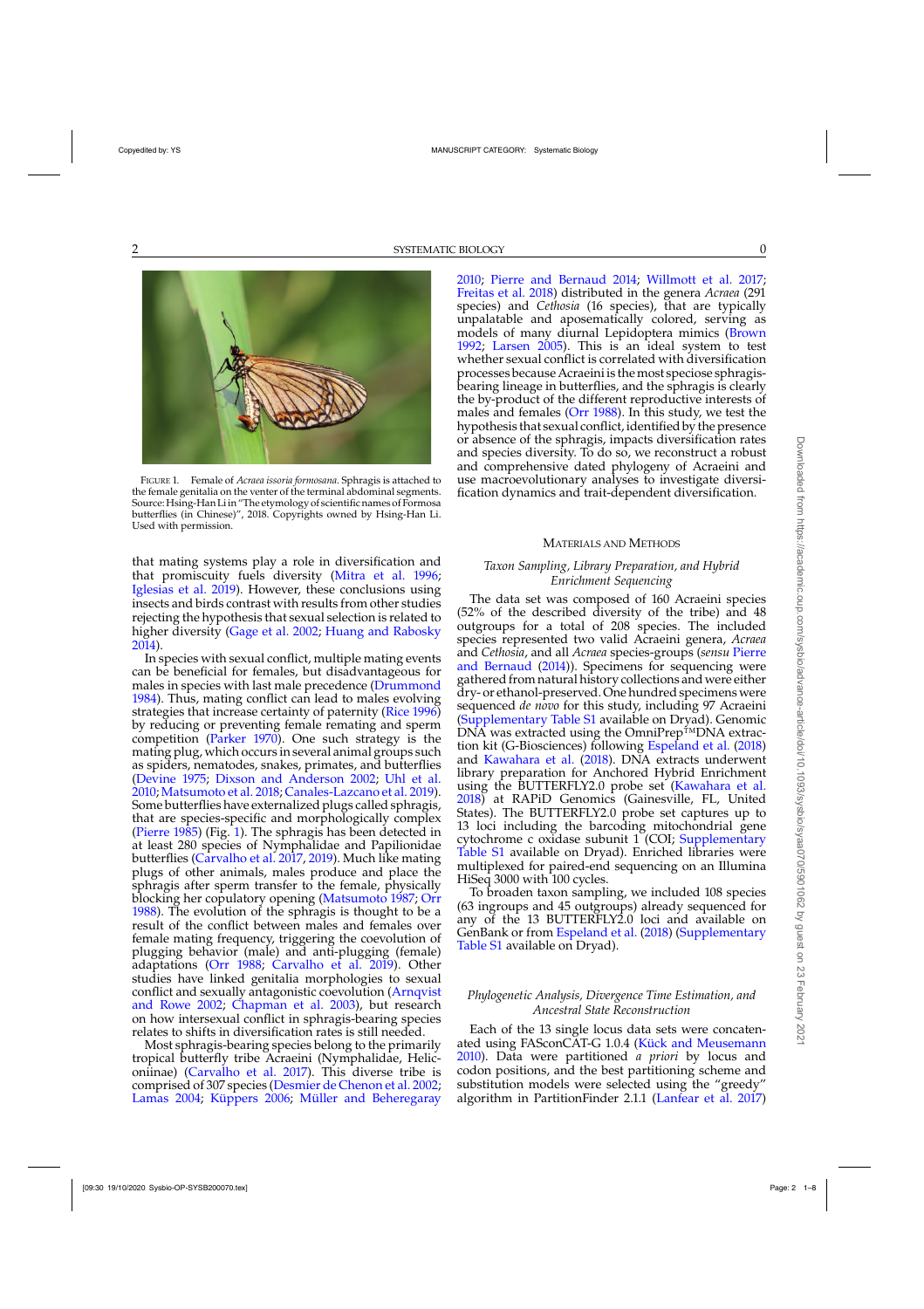FIGURE 1. Female of *Acraea issoria formosana*. Sphragis is attached to the female genitalia on the venter of the terminal abdominal segments. Source: Hsing-Han Li in "The etymology of scientific names of Formosa butterflies (in Chinese)", 2018. Copyrights owned by Hsing-Han Li. Used with permission.

that mating systems play a role in diversification and that promiscuity fuels diversity (Mitra et al. 1996; Iglesias et al. 2019). However, these conclusions using insects and birds contrast with results from other studies rejecting the hypothesis that sexual selection is related to higher diversity (Gage et al. 2002; Huang and Rabosky 2014).

In species with sexual conflict, multiple mating events can be beneficial for females, but disadvantageous for males in species with last male precedence (Drummond 1984). Thus, mating conflict can lead to males evolving strategies that increase certainty of paternity (Rice 1996) by reducing or preventing female remating and sperm competition (Parker 1970). One such strategy is the mating plug, which occurs in several animal groups such as spiders, nematodes, snakes, primates, and butterflies (Devine 1975; Dixson and Anderson 2002; Uhl et al. 2010; Matsumoto et al. 2018; Canales-Lazcano et al. 2019). Some butterflies have externalized plugs called sphragis, that are species-specific and morphologically complex (Pierre 1985) (Fig. 1). The sphragis has been detected in at least 280 species of Nymphalidae and Papilionidae butterflies (Carvalho et al. 2017, 2019). Much like mating plugs of other animals, males produce and place the sphragis after sperm transfer to the female, physically blocking her copulatory opening (Matsumoto 1987; Orr 1988). The evolution of the sphragis is thought to be a result of the conflict between males and females over female mating frequency, triggering the coevolution of plugging behavior (male) and anti-plugging (female) adaptations (Orr 1988; Carvalho et al. 2019). Other studies have linked genitalia morphologies to sexual conflict and sexually antagonistic coevolution (Arnqvist and Rowe 2002; Chapman et al. 2003), but research on how intersexual conflict in sphragis-bearing species relates to shifts in diversification rates is still needed.

Most sphragis-bearing species belong to the primarily tropical butterfly tribe Acraeini (Nymphalidae, Heliconiinae) (Carvalho et al. 2017). This diverse tribe is comprised of 307 species (Desmier de Chenon et al. 2002; Lamas 2004; Küppers 2006; Müller and Beheregaray 2010; Pierre and Bernaud 2014; Willmott et al. 2017; Freitas et al. 2018) distributed in the genera *Acraea* (291 species) and *Cethosia* (16 species), that are typically unpalatable and aposematically colored, serving as models of many diurnal Lepidoptera mimics (Brown 1992; Larsen 2005). This is an ideal system to test whether sexual conflict is correlated with diversification processes because Acraeini is the most speciose sphragis-bearing lineage in butterflies, and the sphragis is clearly the by-product of the different reproductive interests of males and females (Orr 1988). In this study, we test the hypothesis that sexual conflict, identified by the presence or absence of the sphragis, impacts diversification rates and species diversity. To do so, we reconstruct a robust and comprehensive dated phylogeny of Acraeini and use macroevolutionary analyses to investigate diversification dynamics and trait-dependent diversification.

## MATERIALS AND METHODS

### *Taxon Sampling, Library Preparation, and Hybrid Enrichment Sequencing*

The data set was composed of 160 Acraeini species (52% of the described diversity of the tribe) and 48 outgroups for a total of 208 species. The included species represented two valid Acraeini genera, *Acraea* and *Cethosia*, and all *Acraea* species-groups (*sensu* Pierre and Bernaud (2014)). Specimens for sequencing were gathered from natural history collections and were either dry- or ethanol-preserved. One hundred specimens were sequenced *de novo* for this study, including 97 Acraeini (Supplementary Table S1 available on Dryad). Genomic DNA was extracted using the OmniPrep™DNA extraction kit (G-Biosciences) following Espeland et al. (2018) and Kawahara et al. (2018). DNA extracts underwent library preparation for Anchored Hybrid Enrichment using the BUTTERFLY2.0 probe set (Kawahara et al. 2018) at RAPiD Genomics (Gainesville, FL, United States). The BUTTERFLY2.0 probe set captures up to 13 loci including the barcoding mitochondrial gene cytochrome c oxidase subunit 1 (COI; Supplementary Table S1 available on Dryad). Enriched libraries were multiplexed for paired-end sequencing on an Illumina HiSeq 3000 with 100 cycles.

To broaden taxon sampling, we included 108 species (63 ingroups and 45 outgroups) already sequenced for any of the 13 BUTTERFLY2.0 loci and available on GenBank or from Espeland et al. (2018) (Supplementary Table S1 available on Dryad).

### *Phylogenetic Analysis, Divergence Time Estimation, and Ancestral State Reconstruction*

Each of the 13 single locus data sets were concatenated using FASconCAT-G 1.0.4 (Kück and Meusemann 2010). Data were partitioned *a priori* by locus and codon positions, and the best partitioning scheme and substitution models were selected using the "greedy" algorithm in PartitionFinder 2.1.1 (Lanfear et al. 2017)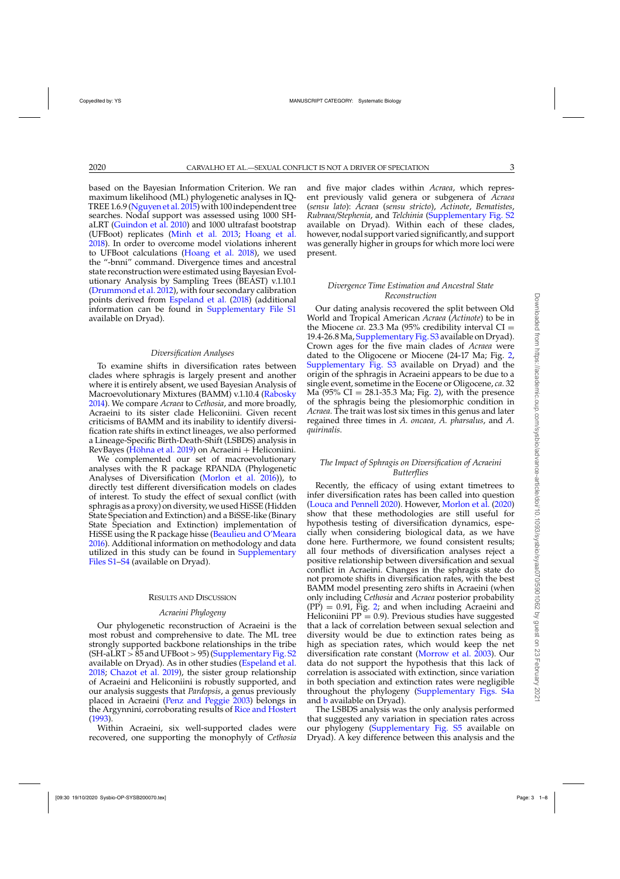based on the Bayesian Information Criterion. We ran maximum likelihood (ML) phylogenetic analyses in IQ-TREE 1.6.9 (Nguyen et al. 2015) with 100 independent tree searches. Nodal support was assessed using 1000 SH-aLRT (Guindon et al. 2010) and 1000 ultrafast bootstrap (UFBoot) replicates (Minh et al. 2013; Hoang et al. 2018). In order to overcome model violations inherent to UFBoot calculations (Hoang et al. 2018), we used the "-bnni" command. Divergence times and ancestral state reconstruction were estimated using Bayesian Evolutionary Analysis by Sampling Trees (BEAST) v.1.10.1 (Drummond et al. 2012), with four secondary calibration points derived from Espeland et al. (2018) (additional information can be found in Supplementary File S1 available on Dryad).

### *Diversification Analyses*

To examine shifts in diversification rates between clades where sphragis is largely present and another where it is entirely absent, we used Bayesian Analysis of Macroevolutionary Mixtures (BAMM) v.1.10.4 (Rabosky 2014). We compare *Acraea* to *Cethosia*, and more broadly, Acraeini to its sister clade Heliconiini. Given recent criticisms of BAMM and its inability to identify diversification rate shifts in extinct lineages, we also performed a Lineage-Specific Birth-Death-Shift (LSBDS) analysis in RevBayes (Höhna et al. 2019) on Acraeini + Heliconiini.

We complemented our set of macroevolutionary analyses with the R package RPANDA (Phylogenetic Analyses of Diversification (Morlon et al. 2016)), to directly test different diversification models on clades of interest. To study the effect of sexual conflict (with sphragis as a proxy) on diversity, we used HiSSE (Hidden State Speciation and Extinction) and a BiSSE-like (Binary State Speciation and Extinction) implementation of HiSSE using the R package hisse (Beaulieu and O'Meara 2016). Additional information on methodology and data utilized in this study can be found in Supplementary Files S1–S4 (available on Dryad).

## Results and Discussion

### *Acraeini Phylogeny*

Our phylogenetic reconstruction of Acraeini is the most robust and comprehensive to date. The ML tree strongly supported backbone relationships in the tribe (SH-aLRT > 85 and UFBoot > 95) (Supplementary Fig. S2 available on Dryad). As in other studies (Espeland et al. 2018; Chazot et al. 2019), the sister group relationship of Acraeini and Heliconiini is robustly supported, and our analysis suggests that *Pardopsis*, a genus previously placed in Acraeini (Penz and Peggie 2003) belongs in the Argynnini, corroborating results of Rice and Hostert (1993).

Within Acraeini, six well-supported clades were recovered, one supporting the monophyly of *Cethosia* and five major clades within *Acraea*, which represent previously valid genera or subgenera of *Acraea* (*sensu lato*): *Acraea* (*sensu stricto*), *Actinote*, *Bematistes*, *Rubraea/Stephenia*, and *Telchinia* (Supplementary Fig. S2 available on Dryad). Within each of these clades, however, nodal support varied significantly, and support was generally higher in groups for which more loci were present.

### *Divergence Time Estimation and Ancestral State Reconstruction*

Our dating analysis recovered the split between Old World and Tropical American *Acraea* (*Actinote*) to be in the Miocene *ca.* 23.3 Ma (95% credibility interval CI = 19.4-26.8 Ma, Supplementary Fig. S3 available on Dryad). Crown ages for the five main clades of *Acraea* were dated to the Oligocene or Miocene (24-17 Ma; Fig. 2, Supplementary Fig. S3 available on Dryad) and the origin of the sphragis in Acraeini appears to be due to a single event, sometime in the Eocene or Oligocene, *ca.* 32 Ma (95% CI = 28.1-35.3 Ma; Fig. 2), with the presence of the sphragis being the plesiomorphic condition in *Acraea*. The trait was lost six times in this genus and later regained three times in *A. oncaea*, *A. pharsalus*, and *A. quirinalis*.

### *The Impact of Sphragis on Diversification of Acraeini Butterflies*

Recently, the efficacy of using extant timetrees to infer diversification rates has been called into question (Louca and Pennell 2020). However, Morlon et al. (2020) show that these methodologies are still useful for hypothesis testing of diversification dynamics, especially when considering biological data, as we have done here. Furthermore, we found consistent results; all four methods of diversification analyses reject a positive relationship between diversification and sexual conflict in Acraeini. Changes in the sphragis state do not promote shifts in diversification rates, with the best BAMM model presenting zero shifts in Acraeini (when only including *Cethosia* and *Acraea* posterior probability (PP) = 0.91, Fig. 2; and when including Acraeini and Heliconiini PP = 0.9). Previous studies have suggested that a lack of correlation between sexual selection and diversity would be due to extinction rates being as high as speciation rates, which would keep the net diversification rate constant (Morrow et al. 2003). Our data do not support the hypothesis that this lack of correlation is associated with extinction, since variation in both speciation and extinction rates were negligible throughout the phylogeny (Supplementary Figs. S4a and b available on Dryad).

The LSBDS analysis was the only analysis performed that suggested any variation in speciation rates across our phylogeny (Supplementary Fig. S5 available on Dryad). A key difference between this analysis and the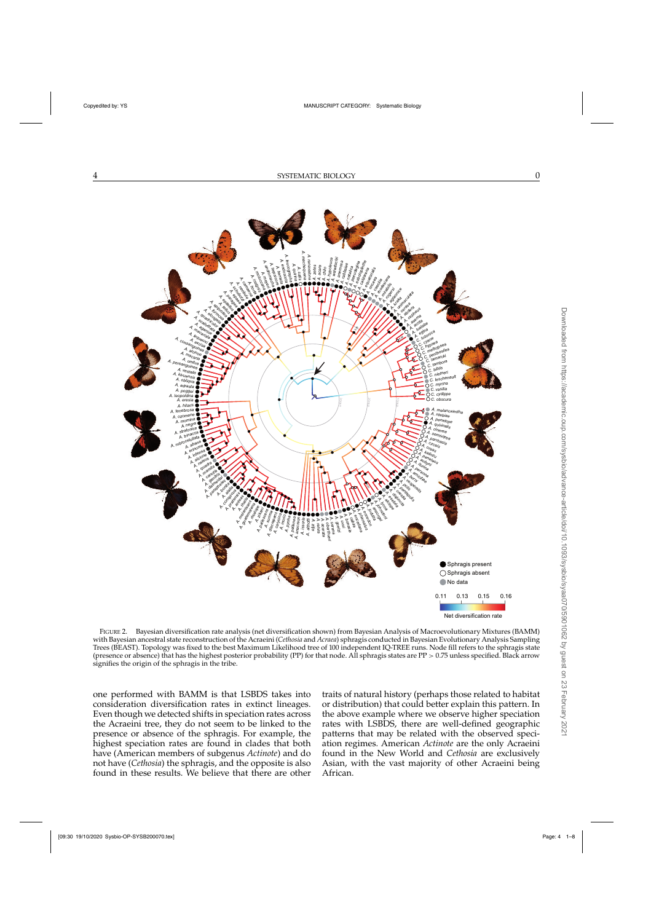FIGURE 2. Bayesian diversification rate analysis (net diversification shown) from Bayesian Analysis of Macroevolutionary Mixtures (BAMM) with Bayesian ancestral state reconstruction of the Acraeini (*Cethosia* and *Acraea*) sphragis conducted in Bayesian Evolutionary Analysis Sampling Trees (BEAST). Topology was fixed to the best Maximum Likelihood tree of 100 independent IQ-TREE runs. Node fill refers to the sphragis state (presence or absence) that has the highest posterior probability (PP) for that node. All sphragis states are PP > 0.75 unless specified. Black arrow signifies the origin of the sphragis in the tribe.

one performed with BAMM is that LSBDS takes into consideration diversification rates in extinct lineages. Even though we detected shifts in speciation rates across the Acraeini tree, they do not seem to be linked to the presence or absence of the sphragis. For example, the highest speciation rates are found in clades that both have (American members of subgenus *Actinote*) and do not have (*Cethosia*) the sphragis, and the opposite is also found in these results. We believe that there are other traits of natural history (perhaps those related to habitat or distribution) that could better explain this pattern. In the above example where we observe higher speciation rates with LSBDS, there are well-defined geographic patterns that may be related with the observed speciation regimes. American *Actinote* are the only Acraeini found in the New World and *Cethosia* are exclusively Asian, with the vast majority of other Acraeini being African.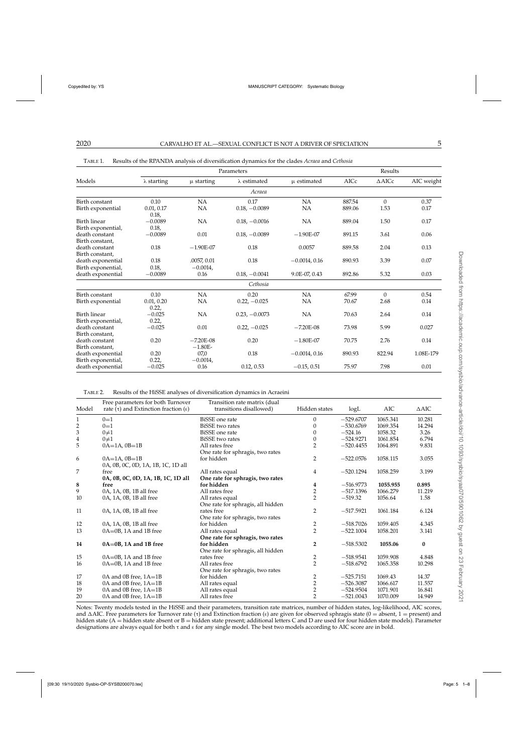TABLE 1. Results of the RPANDA analysis of diversification dynamics for the clades *Acraea* and *Cethosia*

| Models | Parameters | | | | Results | | |
|---|---|---|---|---|---|---|---|
| | λ starting | μ starting | λ estimated | μ estimated | AICc | ΔAICc | AIC weight |
| | | | *Acraea* | | | | |
| Birth constant | 0.10 | NA | 0.17 | NA | 887.54 | 0 | 0.37 |
| Birth exponential | 0.01, 0.17 | NA | 0.18, −0.0089 | NA | 889.06 | 1.53 | 0.17 |
| Birth linear | 0.18, −0.0089 | NA | 0.18, −0.0016 | NA | 889.04 | 1.50 | 0.17 |
| Birth exponential, death constant | 0.18, −0.0089 | 0.01 | 0.18, −0.0089 | −1.90E-07 | 891.15 | 3.61 | 0.06 |
| Birth constant, death constant | 0.18 | −1.90E-07 | 0.18 | 0.0057 | 889.58 | 2.04 | 0.13 |
| Birth constant, death exponential | 0.18 | .0057, 0.01 | 0.18 | −0.0014, 0.16 | 890.93 | 3.39 | 0.07 |
| Birth exponential, death exponential | 0.18, −0.0089 | −0.0014, 0.16 | 0.18, −0.0041 | 9.0E-07, 0.43 | 892.86 | 5.32 | 0.03 |
| | | | *Cethosia* | | | | |
| Birth constant | 0.10 | NA | 0.20 | NA | 67.99 | 0 | 0.54 |
| Birth exponential | 0.01, 0.20 | NA | 0.22, −0.025 | NA | 70.67 | 2.68 | 0.14 |
| Birth linear | 0.22, −0.025 | NA | 0.23, −0.0073 | NA | 70.63 | 2.64 | 0.14 |
| Birth exponential, death constant | 0.22, −0.025 | 0.01 | 0.22, −0.025 | −7.20E-08 | 73.98 | 5.99 | 0.027 |
| Birth constant, death constant | 0.20 | −7.20E-08 | 0.20 | −1.80E-07 | 70.75 | 2.76 | 0.14 |
| Birth constant, death exponential | 0.20 | −1.80E-07,0 | 0.18 | −0.0014, 0.16 | 890.93 | 822.94 | 1.08E-179 |
| Birth exponential, death exponential | 0.22, −0.025 | −0.0014, 0.16 | 0.12, 0.53 | −0.15, 0.51 | 75.97 | 7.98 | 0.01 |

TABLE 2. Results of the HiSSE analyses of diversification dynamics in Acraeini

| Model | Free parameters for both Turnover rate (τ) and Extinction fraction (ε) | Transition rate matrix (dual transitions disallowed) | Hidden states | logL | AIC | ΔAIC |
|---|---|---|---|---|---|---|
| 1 | 0=1 | BiSSE one rate | 0 | −529.6707 | 1065.341 | 10.281 |
| 2 | 0=1 | BiSSE two rates | 0 | −530.6769 | 1069.354 | 14.294 |
| 3 | 0≠1 | BiSSE one rate | 0 | −524.16 | 1058.32 | 3.26 |
| 4 | 0≠1 | BiSSE two rates | 0 | −524.9271 | 1061.854 | 6.794 |
| 5 | 0A=1A, 0B=1B | All rates free | 2 | −520.4455 | 1064.891 | 9.831 |
| 6 | 0A=1A, 0B=1B | One rate for sphragis, two rates for hidden | 2 | −522.0576 | 1058.115 | 3.055 |
| 7 | 0A, 0B, 0C, 0D, 1A, 1B, 1C, 1D all free | All rates equal | 4 | −520.1294 | 1058.259 | 3.199 |
| **8** | **0A, 0B, 0C, 0D, 1A, 1B, 1C, 1D all free** | **One rate for sphragis, two rates for hidden** | **4** | **−516.9773** | **1055.955** | **0.895** |
| 9 | 0A, 1A, 0B, 1B all free | All rates free | 2 | −517.1396 | 1066.279 | 11.219 |
| 10 | 0A, 1A, 0B, 1B all free | All rates equal | 2 | −519.32 | 1056.64 | 1.58 |
| 11 | 0A, 1A, 0B, 1B all free | One rate for sphragis, all hidden rates free | 2 | −517.5921 | 1061.184 | 6.124 |
| 12 | 0A, 1A, 0B, 1B all free | One rate for sphragis, two rates for hidden | 2 | −518.7026 | 1059.405 | 4.345 |
| 13 | 0A=0B, 1A and 1B free | All rates equal | 2 | −522.1004 | 1058.201 | 3.141 |
| **14** | **0A=0B, 1A and 1B free** | **One rate for sphragis, two rates for hidden** | **2** | **−518.5302** | **1055.06** | **0** |
| 15 | 0A=0B, 1A and 1B free | One rate for sphragis, all hidden rates free | 2 | −518.9541 | 1059.908 | 4.848 |
| 16 | 0A=0B, 1A and 1B free | All rates free | 2 | −518.6792 | 1065.358 | 10.298 |
| 17 | 0A and 0B free, 1A=1B | One rate for sphragis, two rates for hidden | 2 | −525.7151 | 1069.43 | 14.37 |
| 18 | 0A and 0B free, 1A=1B | All rates equal | 2 | −526.3087 | 1066.617 | 11.557 |
| 19 | 0A and 0B free, 1A=1B | All rates equal | 2 | −524.9504 | 1071.901 | 16.841 |
| 20 | 0A and 0B free, 1A=1B | All rates free | 2 | −521.0043 | 1070.009 | 14.949 |

Notes: Twenty models tested in the HiSSE and their parameters, transition rate matrices, number of hidden states, log-likelihood, AIC scores, and ΔAIC. Free parameters for Turnover rate (τ) and Extinction fraction (ε) are given for observed sphragis state (0 = absent, 1 = present) and hidden state (A = hidden state absent or B = hidden state present; additional letters C and D are used for four hidden state models). Parameter designations are always equal for both τ and ε for any single model. The best two models according to AIC score are in bold.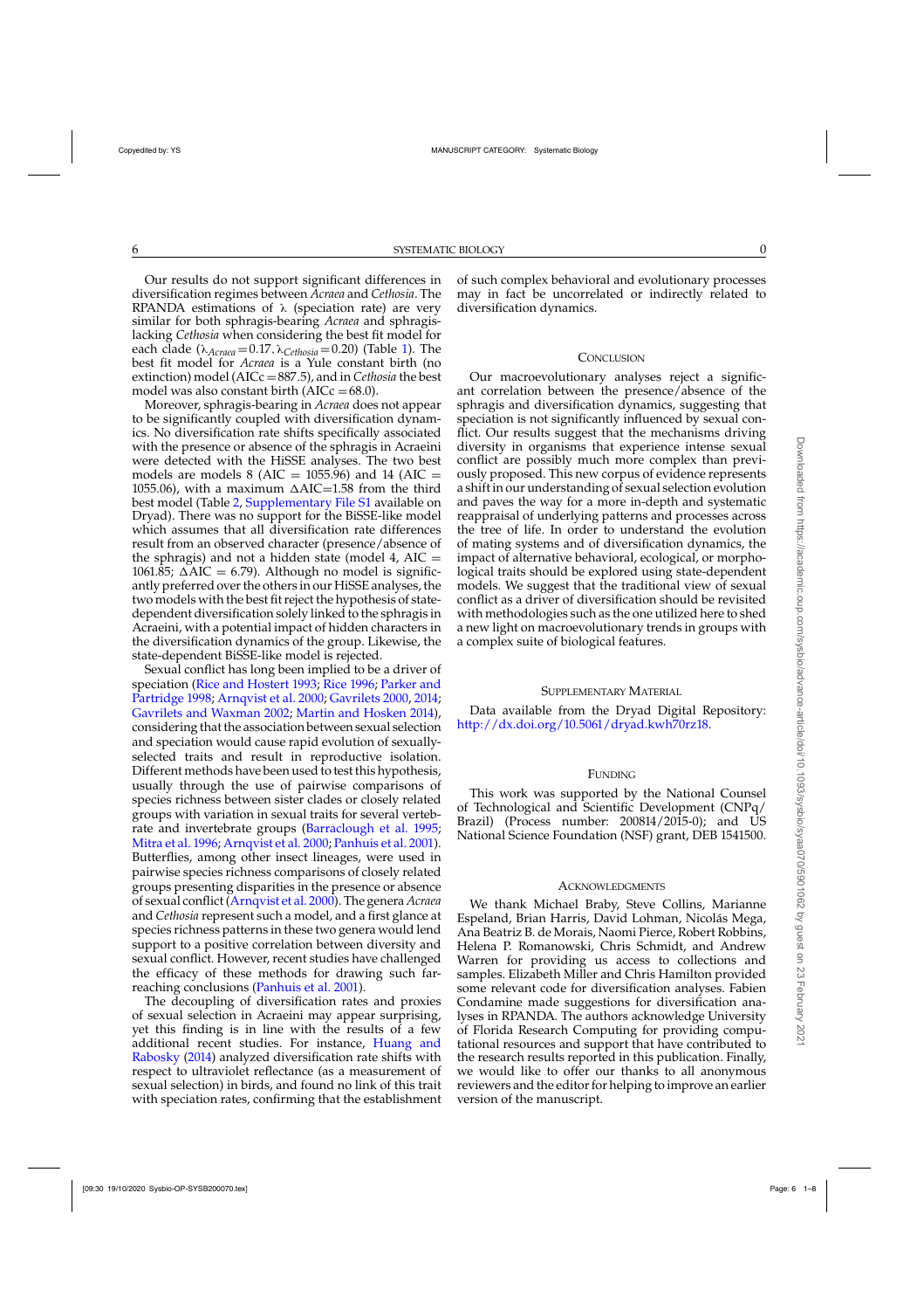Our results do not support significant differences in diversification regimes between *Acraea* and *Cethosia*. The RPANDA estimations of λ (speciation rate) are very similar for both sphragis-bearing *Acraea* and sphragis-lacking *Cethosia* when considering the best fit model for each clade ($\lambda_{Acraea}=0.17$, $\lambda_{Cethosia}=0.20$) (Table 1). The best fit model for *Acraea* is a Yule constant birth (no extinction) model (AICc = 887.5), and in *Cethosia* the best model was also constant birth (AICc = 68.0).

Moreover, sphragis-bearing in *Acraea* does not appear to be significantly coupled with diversification dynamics. No diversification rate shifts specifically associated with the presence or absence of the sphragis in Acraeini were detected with the HiSSE analyses. The two best models are models 8 (AIC = 1055.96) and 14 (AIC = 1055.06), with a maximum ΔAIC=1.58 from the third best model (Table 2, Supplementary File S1 available on Dryad). There was no support for the BiSSE-like model which assumes that all diversification rate differences result from an observed character (presence/absence of the sphragis) and not a hidden state (model 4, AIC = 1061.85; ΔAIC = 6.79). Although no model is significantly preferred over the others in our HiSSE analyses, the two models with the best fit reject the hypothesis of state-dependent diversification solely linked to the sphragis in Acraeini, with a potential impact of hidden characters in the diversification dynamics of the group. Likewise, the state-dependent BiSSE-like model is rejected.

Sexual conflict has long been implied to be a driver of speciation (Rice and Hostert 1993; Rice 1996; Parker and Partridge 1998; Arnqvist et al. 2000; Gavrilets 2000, 2014; Gavrilets and Waxman 2002; Martin and Hosken 2014), considering that the association between sexual selection and speciation would cause rapid evolution of sexually-selected traits and result in reproductive isolation. Different methods have been used to test this hypothesis, usually through the use of pairwise comparisons of species richness between sister clades or closely related groups with variation in sexual traits for several vertebrate and invertebrate groups (Barraclough et al. 1995; Mitra et al. 1996; Arnqvist et al. 2000; Panhuis et al. 2001). Butterflies, among other insect lineages, were used in pairwise species richness comparisons of closely related groups presenting disparities in the presence or absence of sexual conflict (Arnqvist et al. 2000). The genera *Acraea* and *Cethosia* represent such a model, and a first glance at species richness patterns in these two genera would lend support to a positive correlation between diversity and sexual conflict. However, recent studies have challenged the efficacy of these methods for drawing such far-reaching conclusions (Panhuis et al. 2001).

The decoupling of diversification rates and proxies of sexual selection in Acraeini may appear surprising, yet this finding is in line with the results of a few additional recent studies. For instance, Huang and Rabosky (2014) analyzed diversification rate shifts with respect to ultraviolet reflectance (as a measurement of sexual selection) in birds, and found no link of this trait with speciation rates, confirming that the establishment of such complex behavioral and evolutionary processes may in fact be uncorrelated or indirectly related to diversification dynamics.

## Conclusion

Our macroevolutionary analyses reject a significant correlation between the presence/absence of the sphragis and diversification dynamics, suggesting that speciation is not significantly influenced by sexual conflict. Our results suggest that the mechanisms driving diversity in organisms that experience intense sexual conflict are possibly much more complex than previously proposed. This new corpus of evidence represents a shift in our understanding of sexual selection evolution and paves the way for a more in-depth and systematic reappraisal of underlying patterns and processes across the tree of life. In order to understand the evolution of mating systems and of diversification dynamics, the impact of alternative behavioral, ecological, or morphological traits should be explored using state-dependent models. We suggest that the traditional view of sexual conflict as a driver of diversification should be revisited with methodologies such as the one utilized here to shed a new light on macroevolutionary trends in groups with a complex suite of biological features.

## Supplementary Material

Data available from the Dryad Digital Repository: http://dx.doi.org/10.5061/dryad.kwh70rz18.

## Funding

This work was supported by the National Counsel of Technological and Scientific Development (CNPq/Brazil) (Process number: 200814/2015-0); and US National Science Foundation (NSF) grant, DEB 1541500.

## Acknowledgments

We thank Michael Braby, Steve Collins, Marianne Espeland, Brian Harris, David Lohman, Nicolás Mega, Ana Beatriz B. de Morais, Naomi Pierce, Robert Robbins, Helena P. Romanowski, Chris Schmidt, and Andrew Warren for providing us access to collections and samples. Elizabeth Miller and Chris Hamilton provided some relevant code for diversification analyses. Fabien Condamine made suggestions for diversification analyses in RPANDA. The authors acknowledge University of Florida Research Computing for providing computational resources and support that have contributed to the research results reported in this publication. Finally, we would like to offer our thanks to all anonymous reviewers and the editor for helping to improve an earlier version of the manuscript.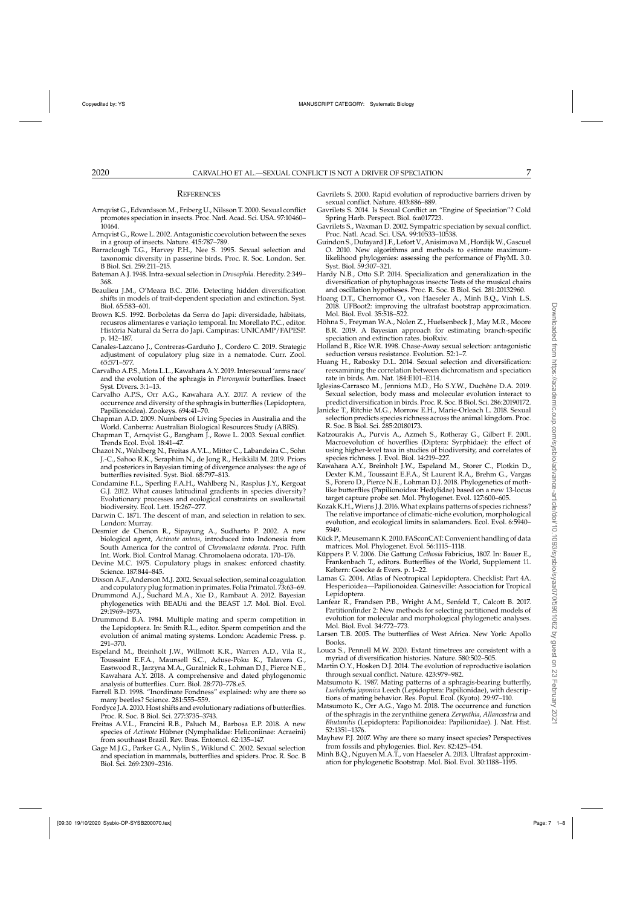## References

Arnqvist G., Edvardsson M., Friberg U., Nilsson T. 2000. Sexual conflict promotes speciation in insects. Proc. Natl. Acad. Sci. USA. 97:10460–10464.

Arnqvist G., Rowe L. 2002. Antagonistic coevolution between the sexes in a group of insects. Nature. 415:787–789.

Barraclough T.G., Harvey P.H., Nee S. 1995. Sexual selection and taxonomic diversity in passerine birds. Proc. R. Soc. London. Ser. B Biol. Sci. 259:211–215.

Bateman A.J. 1948. Intra-sexual selection in *Drosophila*. Heredity. 2:349–368.

Beaulieu J.M., O'Meara B.C. 2016. Detecting hidden diversification shifts in models of trait-dependent speciation and extinction. Syst. Biol. 65:583–601.

Brown K.S. 1992. Borboletas da Serra do Japi: diversidade, hábitats, recursos alimentares e variação temporal. In: Morellato P.C., editor. História Natural da Serra do Japi. Campinas: UNICAMP/FAPESP. p. 142–187.

Canales-Lazcano J., Contreras-Garduño J., Cordero C. 2019. Strategic adjustment of copulatory plug size in a nematode. Curr. Zool. 65:571–577.

Carvalho A.P.S., Mota L.L., Kawahara A.Y. 2019. Intersexual 'arms race' and the evolution of the sphragis in *Pteronymia* butterflies. Insect Syst. Divers. 3:1–13.

Carvalho A.P.S., Orr A.G., Kawahara A.Y. 2017. A review of the occurrence and diversity of the sphragis in butterflies (Lepidoptera, Papilionoidea). Zookeys. 694:41–70.

Chapman A.D. 2009. Numbers of Living Species in Australia and the World. Canberra: Australian Biological Resources Study (ABRS).

Chapman T., Arnqvist G., Bangham J., Rowe L. 2003. Sexual conflict. Trends Ecol. Evol. 18:41–47.

Chazot N., Wahlberg N., Freitas A.V.L., Mitter C., Labandeira C., Sohn J.-C., Sahoo R.K., Seraphim N., de Jong R., Heikkilä M. 2019. Priors and posteriors in Bayesian timing of divergence analyses: the age of butterflies revisited. Syst. Biol. 68:797–813.

Condamine F.L., Sperling F.A.H., Wahlberg N., Rasplus J.Y., Kergoat G.J. 2012. What causes latitudinal gradients in species diversity? Evolutionary processes and ecological constraints on swallowtail biodiversity. Ecol. Lett. 15:267–277.

Darwin C. 1871. The descent of man, and selection in relation to sex. London: Murray.

Desmier de Chenon R., Sipayung A., Sudharto P. 2002. A new biological agent, *Actinote anteas*, introduced into Indonesia from South America for the control of *Chromolaena odorata*. Proc. Fifth Int. Work. Biol. Control Manag. Chromolaena odorata. 170–176.

Devine M.C. 1975. Copulatory plugs in snakes: enforced chastity. Science. 187:844–845.

Dixson A.F., Anderson M.J. 2002. Sexual selection, seminal coagulation and copulatory plug formation in primates. Folia Primatol. 73:63–69.

Drummond A.J., Suchard M.A., Xie D., Rambaut A. 2012. Bayesian phylogenetics with BEAUti and the BEAST 1.7. Mol. Biol. Evol. 29:1969–1973.

Drummond B.A. 1984. Multiple mating and sperm competition in the Lepidoptera. In: Smith R.L., editor. Sperm competition and the evolution of animal mating systems. London: Academic Press. p. 291–370.

Espeland M., Breinholt J.W., Willmott K.R., Warren A.D., Vila R., Toussaint E.F.A., Maunsell S.C., Aduse-Poku K., Talavera G., Eastwood R., Jarzyna M.A., Guralnick R., Lohman D.J., Pierce N.E., Kawahara A.Y. 2018. A comprehensive and dated phylogenomic analysis of butterflies. Curr. Biol. 28:770–778.e5.

Farrell B.D. 1998. "Inordinate Fondness" explained: why are there so many beetles? Science. 281:555–559.

Fordyce J.A. 2010. Host shifts and evolutionary radiations of butterflies. Proc. R. Soc. B Biol. Sci. 277:3735–3743.

Freitas A.V.L., Francini R.B., Paluch M., Barbosa E.P. 2018. A new species of *Actinote* Hübner (Nymphalidae: Heliconiinae: Acraeini) from southeast Brazil. Rev. Bras. Entomol. 62:135–147.

Gage M.J.G., Parker G.A., Nylin S., Wiklund C. 2002. Sexual selection and speciation in mammals, butterflies and spiders. Proc. R. Soc. B Biol. Sci. 269:2309–2316.

Gavrilets S. 2000. Rapid evolution of reproductive barriers driven by sexual conflict. Nature. 403:886–889.

Gavrilets S. 2014. Is Sexual Conflict an "Engine of Speciation"? Cold Spring Harb. Perspect. Biol. 6:a017723.

Gavrilets S., Waxman D. 2002. Sympatric speciation by sexual conflict. Proc. Natl. Acad. Sci. USA. 99:10533–10538.

Guindon S., Dufayard J.F., Lefort V., Anisimova M., Hordijk W., Gascuel O. 2010. New algorithms and methods to estimate maximum-likelihood phylogenies: assessing the performance of PhyML 3.0. Syst. Biol. 59:307–321.

Hardy N.B., Otto S.P. 2014. Specialization and generalization in the diversification of phytophagous insects: Tests of the musical chairs and oscillation hypotheses. Proc. R. Soc. B Biol. Sci. 281:20132960.

Hoang D.T., Chernomor O., von Haeseler A., Minh B.Q., Vinh L.S. 2018. UFBoot2: improving the ultrafast bootstrap approximation. Mol. Biol. Evol. 35:518–522.

Höhna S., Freyman W.A., Nolen Z., Huelsenbeck J., May M.R., Moore B.R. 2019. A Bayesian approach for estimating branch-specific speciation and extinction rates. bioRxiv.

Holland B., Rice W.R. 1998. Chase-Away sexual selection: antagonistic seduction versus resistance. Evolution. 52:1–7.

Huang H., Rabosky D.L. 2014. Sexual selection and diversification: reexamining the correlation between dichromatism and speciation rate in birds. Am. Nat. 184:E101–E114.

Iglesias-Carrasco M., Jennions M.D., Ho S.Y.W., Duchêne D.A. 2019. Sexual selection, body mass and molecular evolution interact to predict diversification in birds. Proc. R. Soc. B Biol. Sci. 286:20190172.

Janicke T., Ritchie M.G., Morrow E.H., Marie-Orleach L. 2018. Sexual selection predicts species richness across the animal kingdom. Proc. R. Soc. B Biol. Sci. 285:20180173.

Katzourakis A., Purvis A., Azmeh S., Rotheray G., Gilbert F. 2001. Macroevolution of hoverflies (Diptera: Syrphidae): the effect of using higher-level taxa in studies of biodiversity, and correlates of species richness. J. Evol. Biol. 14:219–227.

Kawahara A.Y., Breinholt J.W., Espeland M., Storer C., Plotkin D., Dexter K.M., Toussaint E.F.A., St Laurent R.A., Brehm G., Vargas S., Forero D., Pierce N.E., Lohman D.J. 2018. Phylogenetics of moth-like butterflies (Papilionoidea: Hedylidae) based on a new 13-locus target capture probe set. Mol. Phylogenet. Evol. 127:600–605.

Kozak K.H., Wiens J.J. 2016. What explains patterns of species richness? The relative importance of climatic-niche evolution, morphological evolution, and ecological limits in salamanders. Ecol. Evol. 6:5940–5949.

Kück P., Meusemann K. 2010. FASconCAT: Convenient handling of data matrices. Mol. Phylogenet. Evol. 56:1115–1118.

Küppers P. V. 2006. Die Gattung *Cethosia* Fabricius, 1807. In: Bauer E., Frankenbach T., editors. Butterflies of the World, Supplement 11. Keltern: Goecke & Evers. p. 1–22.

Lamas G. 2004. Atlas of Neotropical Lepidoptera. Checklist: Part 4A. Hesperioidea—Papilionoidea. Gainesville: Association for Tropical Lepidoptera.

Lanfear R., Frandsen P.B., Wright A.M., Senfeld T., Calcott B. 2017. Partitionfinder 2: New methods for selecting partitioned models of evolution for molecular and morphological phylogenetic analyses. Mol. Biol. Evol. 34:772–773.

Larsen T.B. 2005. The butterflies of West Africa. New York: Apollo Books.

Louca S., Pennell M.W. 2020. Extant timetrees are consistent with a myriad of diversification histories. Nature. 580:502–505.

Martin O.Y., Hosken D.J. 2014. The evolution of reproductive isolation through sexual conflict. Nature. 423:979–982.

Matsumoto K. 1987. Mating patterns of a sphragis-bearing butterfly, *Luehdorfia japonica* Leech (Lepidoptera: Papilionidae), with descriptions of mating behavior. Res. Popul. Ecol. (Kyoto). 29:97–110.

Matsumoto K., Orr A.G., Yago M. 2018. The occurrence and function of the sphragis in the zerynthiine genera *Zerynthia*, *Allancastria* and *Bhutanitis* (Lepidoptera: Papilionoidea: Papilionidae). J. Nat. Hist. 52:1351–1376.

Mayhew P.J. 2007. Why are there so many insect species? Perspectives from fossils and phylogenies. Biol. Rev. 82:425–454.

Minh B.Q., Nguyen M.A.T., von Haeseler A. 2013. Ultrafast approximation for phylogenetic Bootstrap. Mol. Biol. Evol. 30:1188–1195.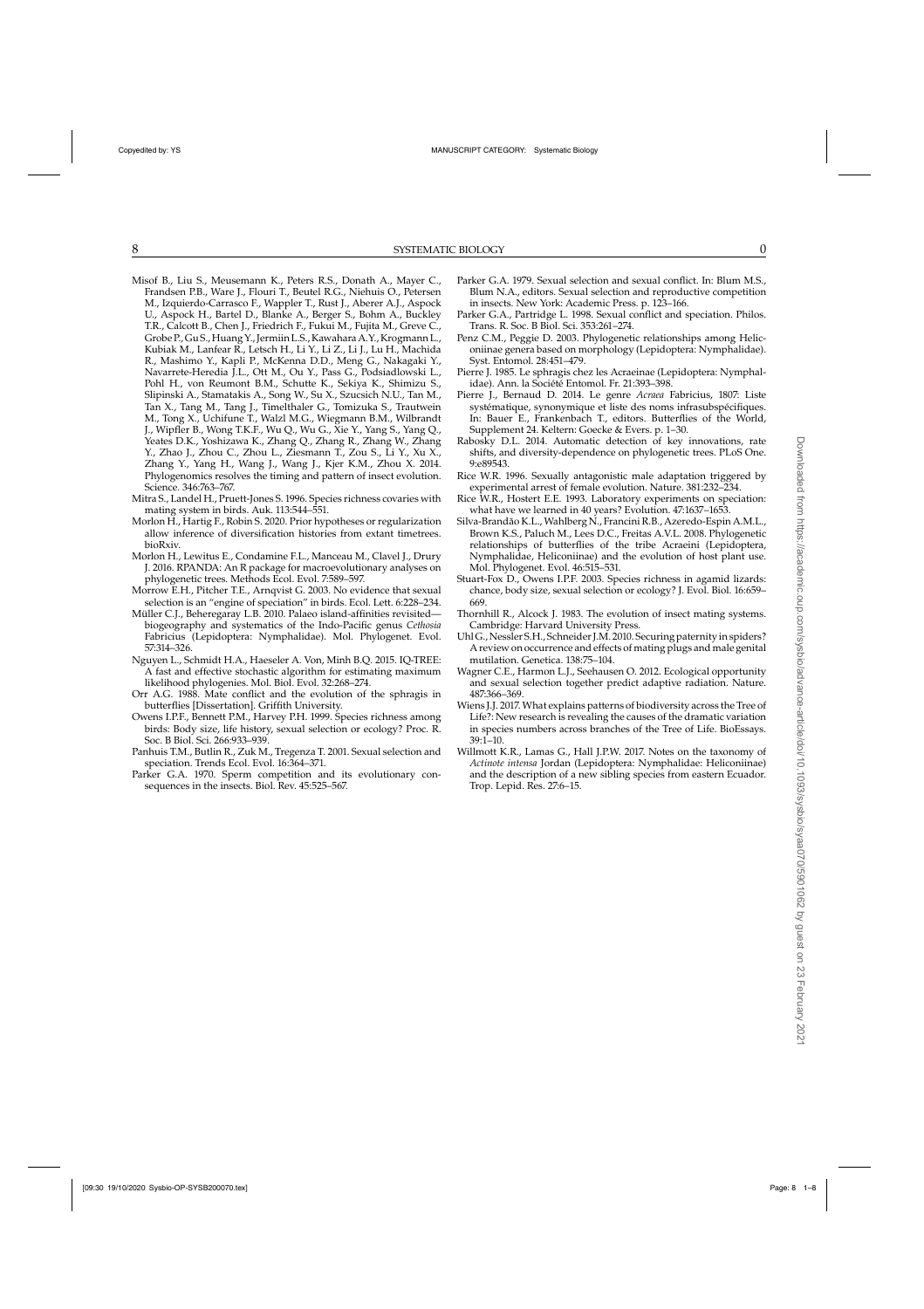Misof B., Liu S., Meusemann K., Peters R.S., Donath A., Mayer C., Frandsen P.B., Ware J., Flouri T., Beutel R.G., Niehuis O., Petersen M., Izquierdo-Carrasco F., Wappler T., Rust J., Aberer A.J., Aspock U., Aspock H., Bartel D., Blanke A., Berger S., Bohm A., Buckley T.R., Calcott B., Chen J., Friedrich F., Fukui M., Fujita M., Greve C., Grobe P., Gu S., Huang Y., Jermiin L.S., Kawahara A.Y., Krogmann L., Kubiak M., Lanfear R., Letsch H., Li Y., Li Z., Li J., Lu H., Machida R., Mashimo Y., Kapli P., McKenna D.D., Meng G., Nakagaki Y., Navarrete-Heredia J.L., Ott M., Ou Y., Pass G., Podsiadlowski L., Pohl H., von Reumont B.M., Schutte K., Sekiya K., Shimizu S., Slipinski A., Stamatakis A., Song W., Su X., Szucsich N.U., Tan M., Tan X., Tang M., Tang J., Timelthaler G., Tomizuka S., Trautwein M., Tong X., Uchifune T., Walzl M.G., Wiegmann B.M., Wilbrandt J., Wipfler B., Wong T.K.F., Wu Q., Wu G., Xie Y., Yang S., Yang Q., Yeates D.K., Yoshizawa K., Zhang Q., Zhang R., Zhang W., Zhang Y., Zhao J., Zhou C., Zhou L., Ziesmann T., Zou S., Li Y., Xu X., Zhang Y., Yang H., Wang J., Wang J., Kjer K.M., Zhou X. 2014. Phylogenomics resolves the timing and pattern of insect evolution. Science. 346:763–767.

Mitra S., Landel H., Pruett-Jones S. 1996. Species richness covaries with mating system in birds. Auk. 113:544–551.

Morlon H., Hartig F., Robin S. 2020. Prior hypotheses or regularization allow inference of diversification histories from extant timetrees. bioRxiv.

Morlon H., Lewitus E., Condamine F.L., Manceau M., Clavel J., Drury J. 2016. RPANDA: An R package for macroevolutionary analyses on phylogenetic trees. Methods Ecol. Evol. 7:589–597.

Morrow E.H., Pitcher T.E., Arnqvist G. 2003. No evidence that sexual selection is an "engine of speciation" in birds. Ecol. Lett. 6:228–234.

Müller C.J., Beheregaray L.B. 2010. Palaeo island-affinities revisited—biogeography and systematics of the Indo-Pacific genus *Cethosia* Fabricius (Lepidoptera: Nymphalidae). Mol. Phylogenet. Evol. 57:314–326.

Nguyen L., Schmidt H.A., Haeseler A. Von, Minh B.Q. 2015. IQ-TREE: A fast and effective stochastic algorithm for estimating maximum likelihood phylogenies. Mol. Biol. Evol. 32:268–274.

Orr A.G. 1988. Mate conflict and the evolution of the sphragis in butterflies [Dissertation]. Griffith University.

Owens I.P.F., Bennett P.M., Harvey P.H. 1999. Species richness among birds: Body size, life history, sexual selection or ecology? Proc. R. Soc. B Biol. Sci. 266:933–939.

Panhuis T.M., Butlin R., Zuk M., Tregenza T. 2001. Sexual selection and speciation. Trends Ecol. Evol. 16:364–371.

Parker G.A. 1970. Sperm competition and its evolutionary consequences in the insects. Biol. Rev. 45:525–567.

Parker G.A. 1979. Sexual selection and sexual conflict. In: Blum M.S., Blum N.A., editors. Sexual selection and reproductive competition in insects. New York: Academic Press. p. 123–166.

Parker G.A., Partridge L. 1998. Sexual conflict and speciation. Philos. Trans. R. Soc. B Biol. Sci. 353:261–274.

Penz C.M., Peggie D. 2003. Phylogenetic relationships among Heliconiinae genera based on morphology (Lepidoptera: Nymphalidae). Syst. Entomol. 28:451–479.

Pierre J. 1985. Le sphragis chez les Acraeinae (Lepidoptera: Nymphalidae). Ann. la Société Entomol. Fr. 21:393–398.

Pierre J., Bernaud D. 2014. Le genre *Acraea* Fabricius, 1807: Liste systématique, synonymique et liste des noms infrasubspécifiques. In: Bauer E., Frankenbach T., editors. Butterflies of the World, Supplement 24. Keltern: Goecke & Evers. p. 1–30.

Rabosky D.L. 2014. Automatic detection of key innovations, rate shifts, and diversity-dependence on phylogenetic trees. PLoS One. 9:e89543.

Rice W.R. 1996. Sexually antagonistic male adaptation triggered by experimental arrest of female evolution. Nature. 381:232–234.

Rice W.R., Hostert E.E. 1993. Laboratory experiments on speciation: what have we learned in 40 years? Evolution. 47:1637–1653.

Silva-Brandão K.L., Wahlberg N., Francini R.B., Azeredo-Espin A.M.L., Brown K.S., Paluch M., Lees D.C., Freitas A.V.L. 2008. Phylogenetic relationships of butterflies of the tribe Acraeini (Lepidoptera, Nymphalidae, Heliconiinae) and the evolution of host plant use. Mol. Phylogenet. Evol. 46:515–531.

Stuart-Fox D., Owens I.P.F. 2003. Species richness in agamid lizards: chance, body size, sexual selection or ecology? J. Evol. Biol. 16:659–669.

Thornhill R., Alcock J. 1983. The evolution of insect mating systems. Cambridge: Harvard University Press.

Uhl G., Nessler S.H., Schneider J.M. 2010. Securing paternity in spiders? A review on occurrence and effects of mating plugs and male genital mutilation. Genetica. 138:75–104.

Wagner C.E., Harmon L.J., Seehausen O. 2012. Ecological opportunity and sexual selection together predict adaptive radiation. Nature. 487:366–369.

Wiens J.J. 2017. What explains patterns of biodiversity across the Tree of Life?: New research is revealing the causes of the dramatic variation in species numbers across branches of the Tree of Life. BioEssays. 39:1–10.

Willmott K.R., Lamas G., Hall J.P.W. 2017. Notes on the taxonomy of *Actinote intensa* Jordan (Lepidoptera: Nymphalidae: Heliconiinae) and the description of a new sibling species from eastern Ecuador. Trop. Lepid. Res. 27:6–15.